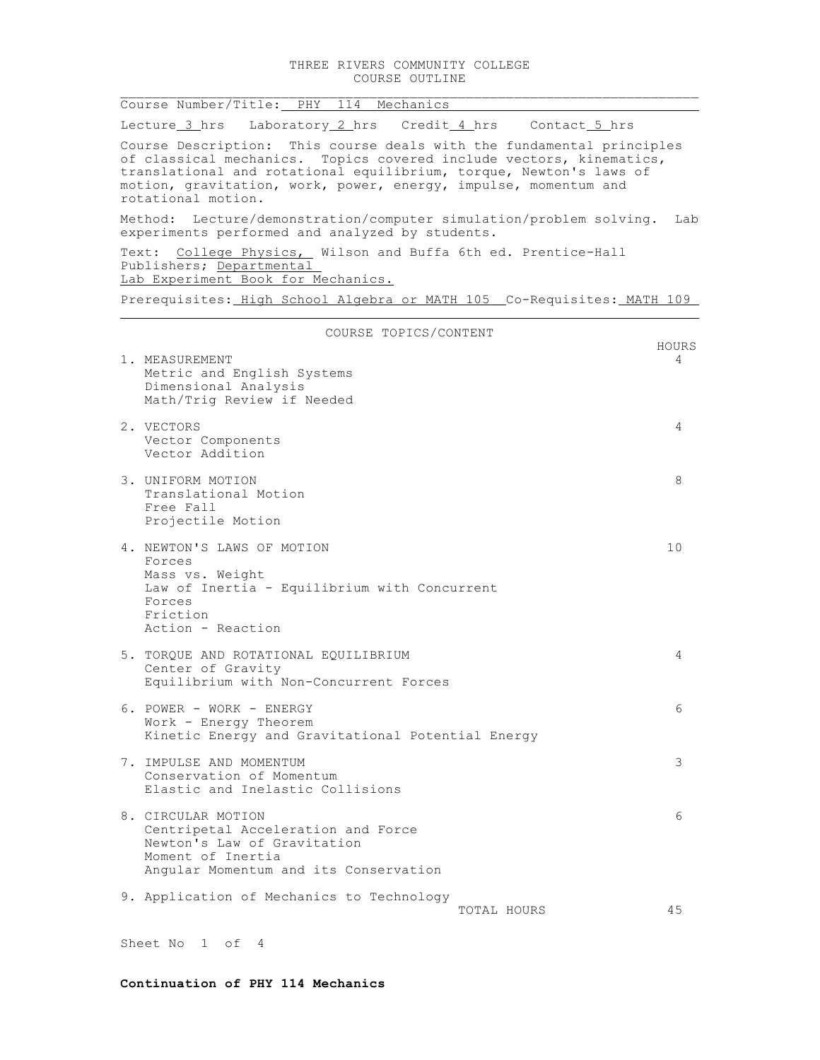# THREE RIVERS COMMUNITY COLLEGE
## COURSE OUTLINE

Course Number/Title: PHY 114 Mechanics

Lecture 3 hrs  Laboratory 2 hrs  Credit 4 hrs  Contact 5 hrs

Course Description: This course deals with the fundamental principles of classical mechanics. Topics covered include vectors, kinematics, translational and rotational equilibrium, torque, Newton's laws of motion, gravitation, work, power, energy, impulse, momentum and rotational motion.

Method: Lecture/demonstration/computer simulation/problem solving. Lab experiments performed and analyzed by students.

Text: College Physics, Wilson and Buffa 6th ed. Prentice-Hall Publishers; Departmental Lab Experiment Book for Mechanics.

Prerequisites: High School Algebra or MATH 105 Co-Requisites: MATH 109

## COURSE TOPICS/CONTENT

| | HOURS |
|---|---|
| 1. MEASUREMENT<br>Metric and English Systems<br>Dimensional Analysis<br>Math/Trig Review if Needed | 4 |
| 2. VECTORS<br>Vector Components<br>Vector Addition | 4 |
| 3. UNIFORM MOTION<br>Translational Motion<br>Free Fall<br>Projectile Motion | 8 |
| 4. NEWTON'S LAWS OF MOTION<br>Forces<br>Mass vs. Weight<br>Law of Inertia - Equilibrium with Concurrent Forces<br>Friction<br>Action - Reaction | 10 |
| 5. TORQUE AND ROTATIONAL EQUILIBRIUM<br>Center of Gravity<br>Equilibrium with Non-Concurrent Forces | 4 |
| 6. POWER - WORK - ENERGY<br>Work - Energy Theorem<br>Kinetic Energy and Gravitational Potential Energy | 6 |
| 7. IMPULSE AND MOMENTUM<br>Conservation of Momentum<br>Elastic and Inelastic Collisions | 3 |
| 8. CIRCULAR MOTION<br>Centripetal Acceleration and Force<br>Newton's Law of Gravitation<br>Moment of Inertia<br>Angular Momentum and its Conservation | 6 |
| 9. Application of Mechanics to Technology | |
| TOTAL HOURS | 45 |

**Continuation of PHY 114 Mechanics**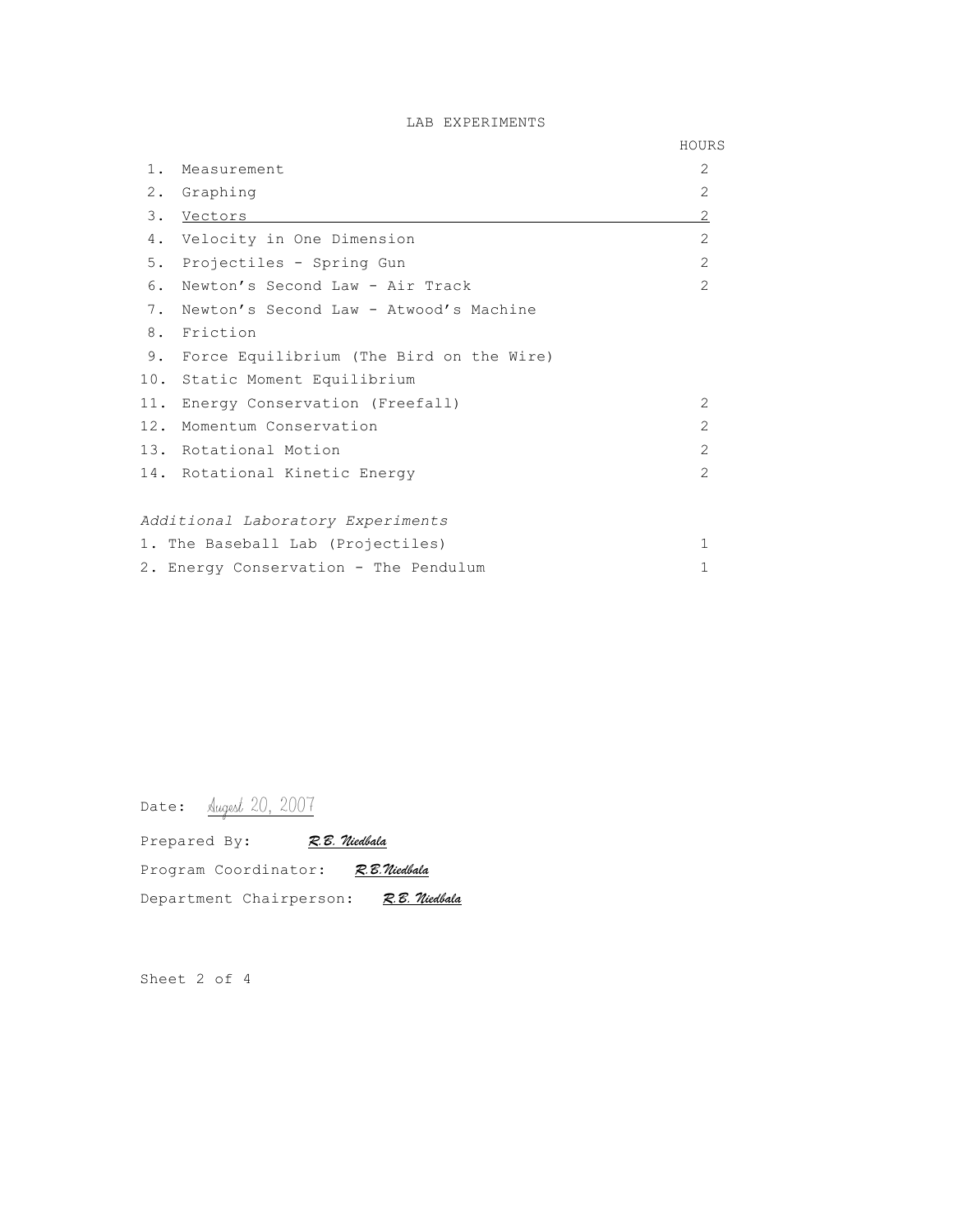## LAB EXPERIMENTS

| | | HOURS |
|---|---|---|
| 1. | Measurement | 2 |
| 2. | Graphing | 2 |
| 3. | Vectors | 2 |
| 4. | Velocity in One Dimension | 2 |
| 5. | Projectiles - Spring Gun | 2 |
| 6. | Newton's Second Law - Air Track | 2 |
| 7. | Newton's Second Law - Atwood's Machine | |
| 8. | Friction | |
| 9. | Force Equilibrium (The Bird on the Wire) | |
| 10. | Static Moment Equilibrium | |
| 11. | Energy Conservation (Freefall) | 2 |
| 12. | Momentum Conservation | 2 |
| 13. | Rotational Motion | 2 |
| 14. | Rotational Kinetic Energy | 2 |

*Additional Laboratory Experiments*

| | | |
|---|---|---|
| 1. | The Baseball Lab (Projectiles) | 1 |
| 2. | Energy Conservation - The Pendulum | 1 |

Date: August 20, 2007

Prepared By: R.B. Niedbala

Program Coordinator: R.B.Niedbala

Department Chairperson: R.B. Niedbala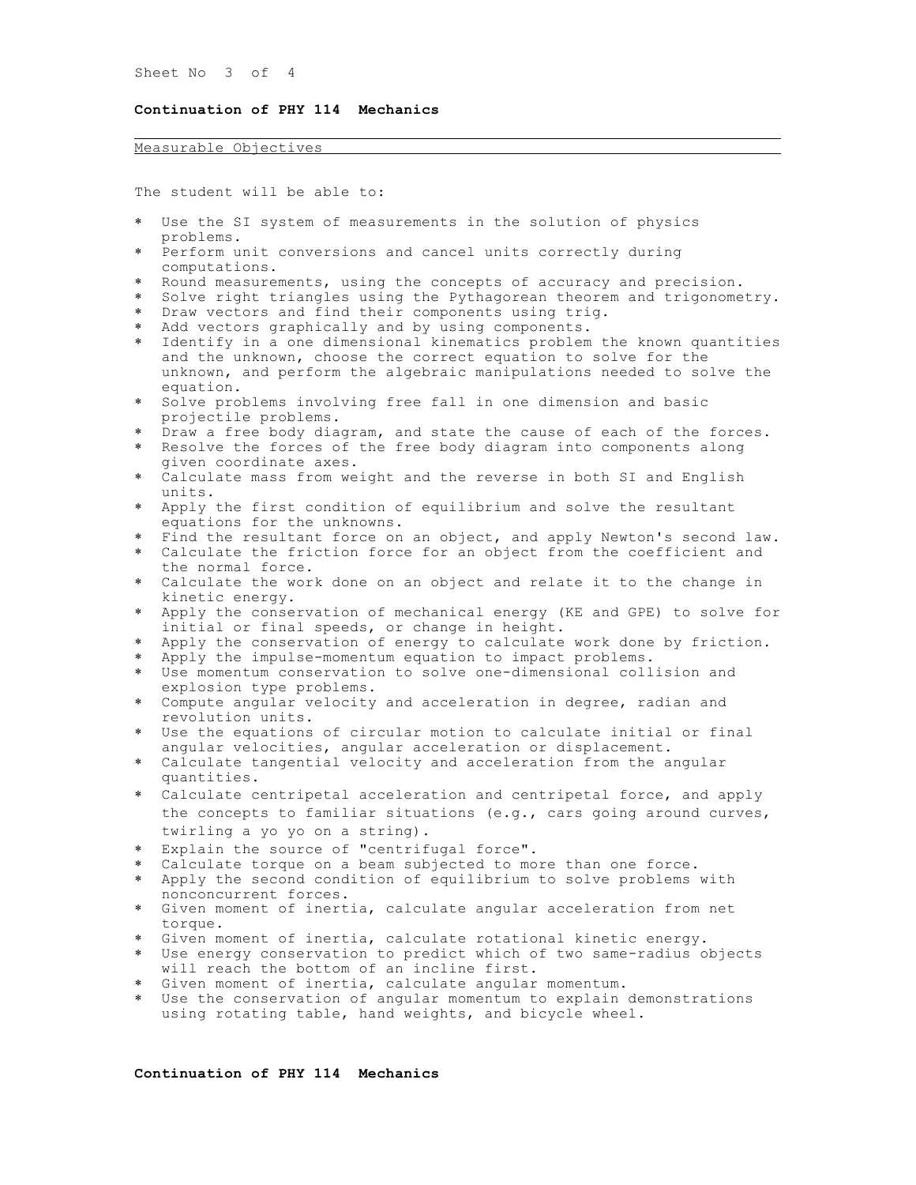**Continuation of PHY 114 Mechanics**

## Measurable Objectives

The student will be able to:

* Use the SI system of measurements in the solution of physics problems.
* Perform unit conversions and cancel units correctly during computations.
* Round measurements, using the concepts of accuracy and precision.
* Solve right triangles using the Pythagorean theorem and trigonometry.
* Draw vectors and find their components using trig.
* Add vectors graphically and by using components.
* Identify in a one dimensional kinematics problem the known quantities and the unknown, choose the correct equation to solve for the unknown, and perform the algebraic manipulations needed to solve the equation.
* Solve problems involving free fall in one dimension and basic projectile problems.
* Draw a free body diagram, and state the cause of each of the forces.
* Resolve the forces of the free body diagram into components along given coordinate axes.
* Calculate mass from weight and the reverse in both SI and English units.
* Apply the first condition of equilibrium and solve the resultant equations for the unknowns.
* Find the resultant force on an object, and apply Newton's second law.
* Calculate the friction force for an object from the coefficient and the normal force.
* Calculate the work done on an object and relate it to the change in kinetic energy.
* Apply the conservation of mechanical energy (KE and GPE) to solve for initial or final speeds, or change in height.
* Apply the conservation of energy to calculate work done by friction.
* Apply the impulse-momentum equation to impact problems.
* Use momentum conservation to solve one-dimensional collision and explosion type problems.
* Compute angular velocity and acceleration in degree, radian and revolution units.
* Use the equations of circular motion to calculate initial or final angular velocities, angular acceleration or displacement.
* Calculate tangential velocity and acceleration from the angular quantities.
* Calculate centripetal acceleration and centripetal force, and apply the concepts to familiar situations (e.g., cars going around curves, twirling a yo yo on a string).
* Explain the source of "centrifugal force".
* Calculate torque on a beam subjected to more than one force.
* Apply the second condition of equilibrium to solve problems with nonconcurrent forces.
* Given moment of inertia, calculate angular acceleration from net torque.
* Given moment of inertia, calculate rotational kinetic energy.
* Use energy conservation to predict which of two same-radius objects will reach the bottom of an incline first.
* Given moment of inertia, calculate angular momentum.
* Use the conservation of angular momentum to explain demonstrations using rotating table, hand weights, and bicycle wheel.

**Continuation of PHY 114 Mechanics**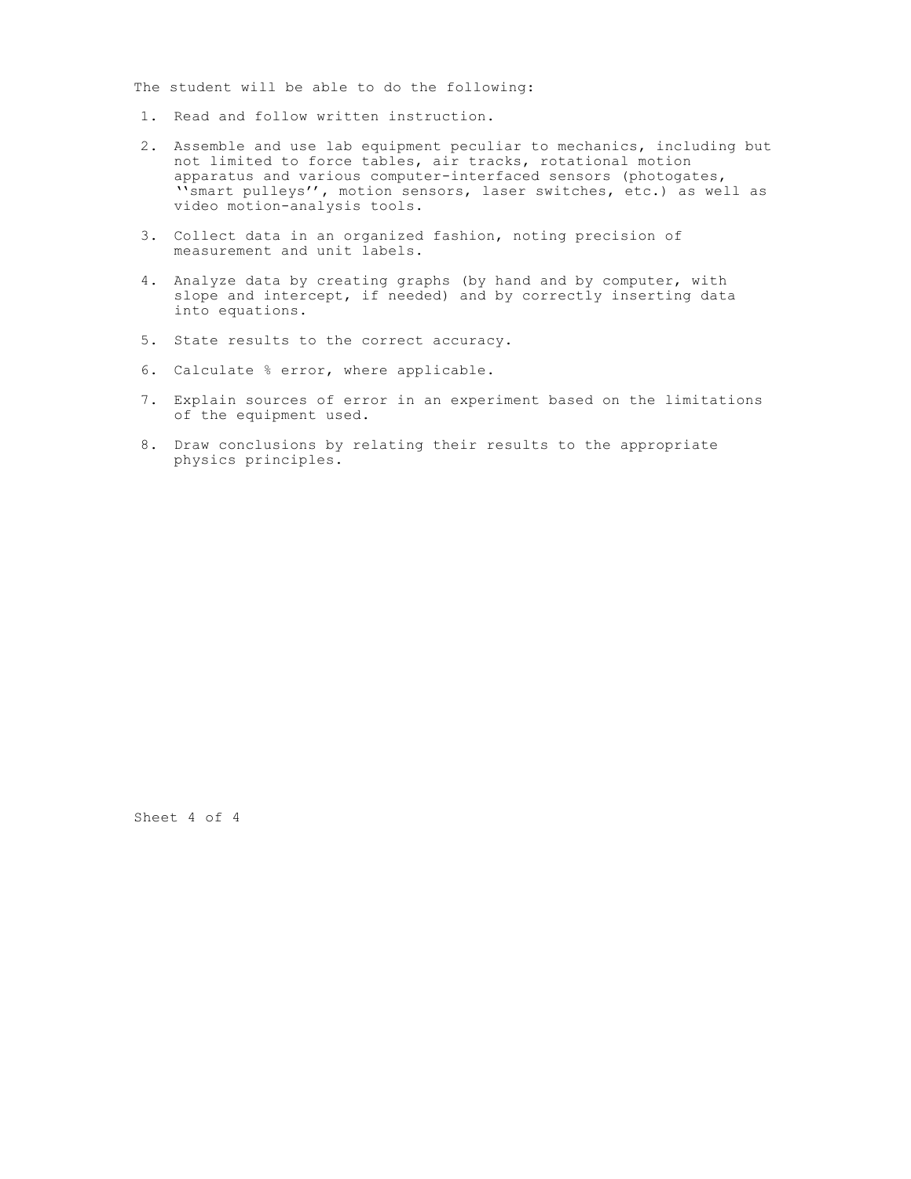The student will be able to do the following:

1. Read and follow written instruction.
2. Assemble and use lab equipment peculiar to mechanics, including but not limited to force tables, air tracks, rotational motion apparatus and various computer-interfaced sensors (photogates, ''smart pulleys'', motion sensors, laser switches, etc.) as well as video motion-analysis tools.
3. Collect data in an organized fashion, noting precision of measurement and unit labels.
4. Analyze data by creating graphs (by hand and by computer, with slope and intercept, if needed) and by correctly inserting data into equations.
5. State results to the correct accuracy.
6. Calculate % error, where applicable.
7. Explain sources of error in an experiment based on the limitations of the equipment used.
8. Draw conclusions by relating their results to the appropriate physics principles.